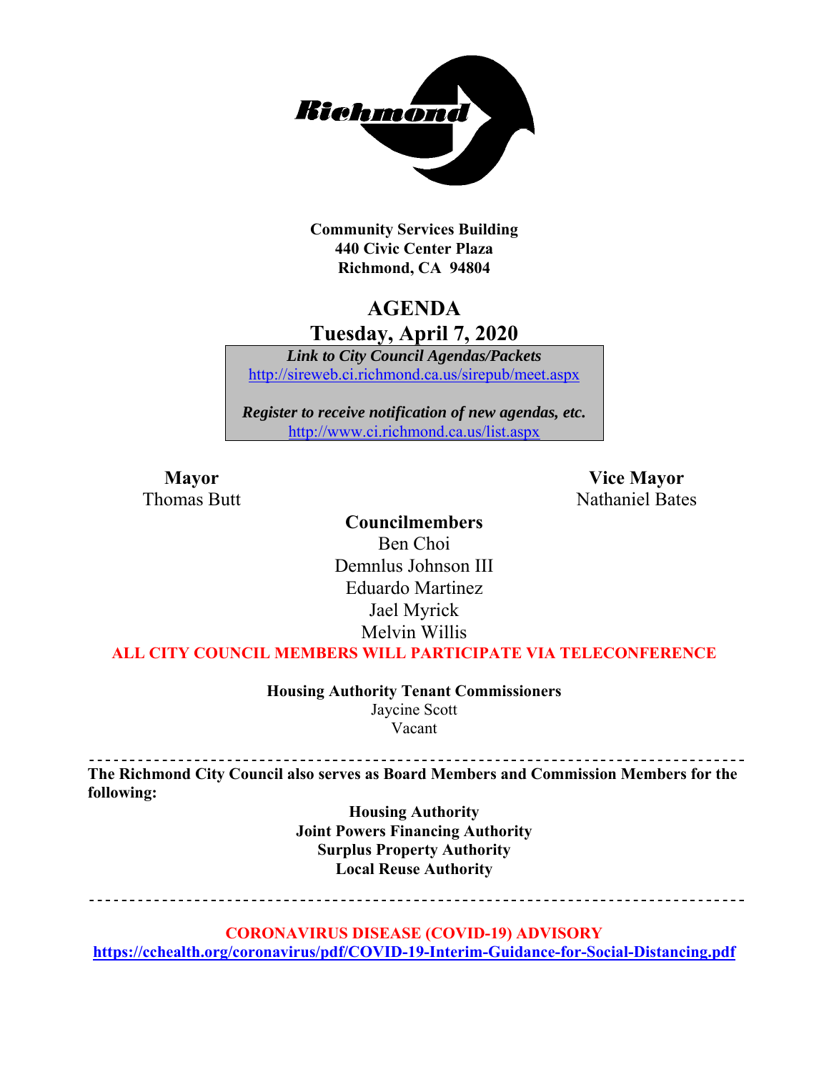Richmond

**Community Services Building**
**440 Civic Center Plaza**
**Richmond, CA 94804**

# AGENDA
## Tuesday, April 7, 2020

***Link to City Council Agendas/Packets***
http://sireweb.ci.richmond.ca.us/sirepub/meet.aspx

***Register to receive notification of new agendas, etc.***
http://www.ci.richmond.ca.us/list.aspx

**Mayor**
Thomas Butt

**Vice Mayor**
Nathaniel Bates

**Councilmembers**
Ben Choi
Demnlus Johnson III
Eduardo Martinez
Jael Myrick
Melvin Willis

**ALL CITY COUNCIL MEMBERS WILL PARTICIPATE VIA TELECONFERENCE**

**Housing Authority Tenant Commissioners**
Jaycine Scott
Vacant

---

**The Richmond City Council also serves as Board Members and Commission Members for the following:**

**Housing Authority**
**Joint Powers Financing Authority**
**Surplus Property Authority**
**Local Reuse Authority**

---

**CORONAVIRUS DISEASE (COVID-19) ADVISORY**
**https://cchealth.org/coronavirus/pdf/COVID-19-Interim-Guidance-for-Social-Distancing.pdf**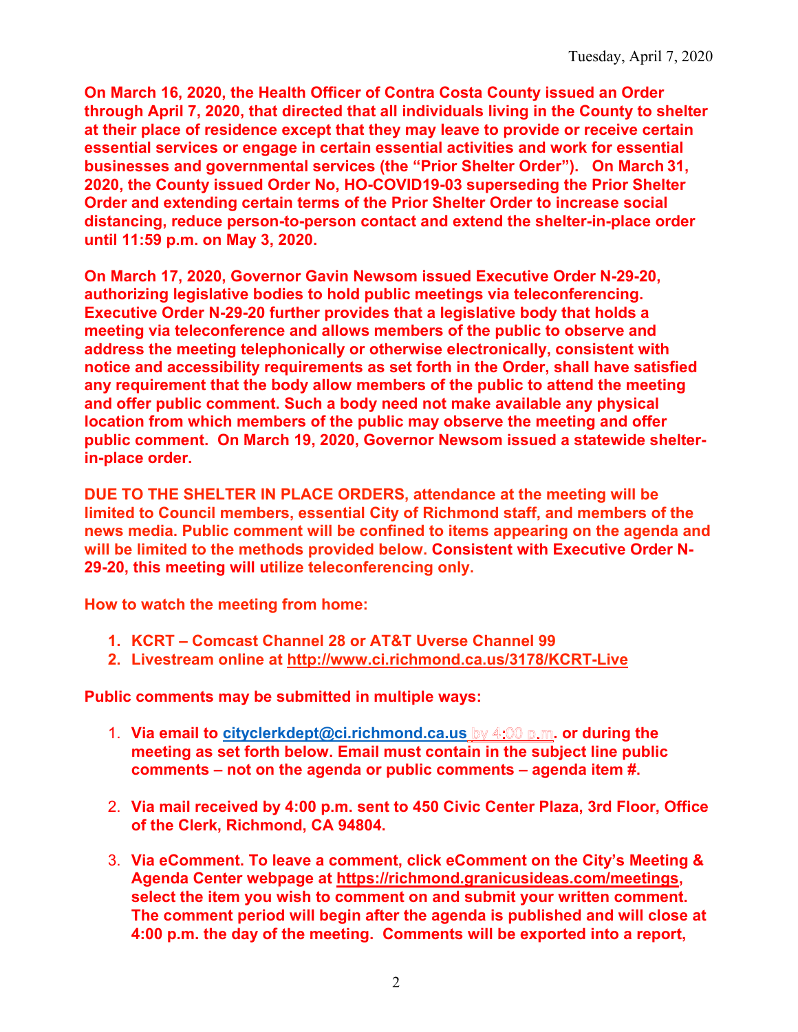Tuesday, April 7, 2020

**On March 16, 2020, the Health Officer of Contra Costa County issued an Order through April 7, 2020, that directed that all individuals living in the County to shelter at their place of residence except that they may leave to provide or receive certain essential services or engage in certain essential activities and work for essential businesses and governmental services (the "Prior Shelter Order"). On March 31, 2020, the County issued Order No, HO-COVID19-03 superseding the Prior Shelter Order and extending certain terms of the Prior Shelter Order to increase social distancing, reduce person-to-person contact and extend the shelter-in-place order until 11:59 p.m. on May 3, 2020.**

**On March 17, 2020, Governor Gavin Newsom issued Executive Order N-29-20, authorizing legislative bodies to hold public meetings via teleconferencing. Executive Order N-29-20 further provides that a legislative body that holds a meeting via teleconference and allows members of the public to observe and address the meeting telephonically or otherwise electronically, consistent with notice and accessibility requirements as set forth in the Order, shall have satisfied any requirement that the body allow members of the public to attend the meeting and offer public comment. Such a body need not make available any physical location from which members of the public may observe the meeting and offer public comment. On March 19, 2020, Governor Newsom issued a statewide shelter-in-place order.**

**DUE TO THE SHELTER IN PLACE ORDERS, attendance at the meeting will be limited to Council members, essential City of Richmond staff, and members of the news media. Public comment will be confined to items appearing on the agenda and will be limited to the methods provided below. Consistent with Executive Order N-29-20, this meeting will utilize teleconferencing only.**

**How to watch the meeting from home:**

1. **KCRT – Comcast Channel 28 or AT&T Uverse Channel 99**
2. **Livestream online at http://www.ci.richmond.ca.us/3178/KCRT-Live**

**Public comments may be submitted in multiple ways:**

1. **Via email to cityclerkdept@ci.richmond.ca.us by 4:00 p.m. or during the meeting as set forth below. Email must contain in the subject line public comments – not on the agenda or public comments – agenda item #.**

2. **Via mail received by 4:00 p.m. sent to 450 Civic Center Plaza, 3rd Floor, Office of the Clerk, Richmond, CA 94804.**

3. **Via eComment. To leave a comment, click eComment on the City's Meeting & Agenda Center webpage at https://richmond.granicusideas.com/meetings, select the item you wish to comment on and submit your written comment. The comment period will begin after the agenda is published and will close at 4:00 p.m. the day of the meeting. Comments will be exported into a report,**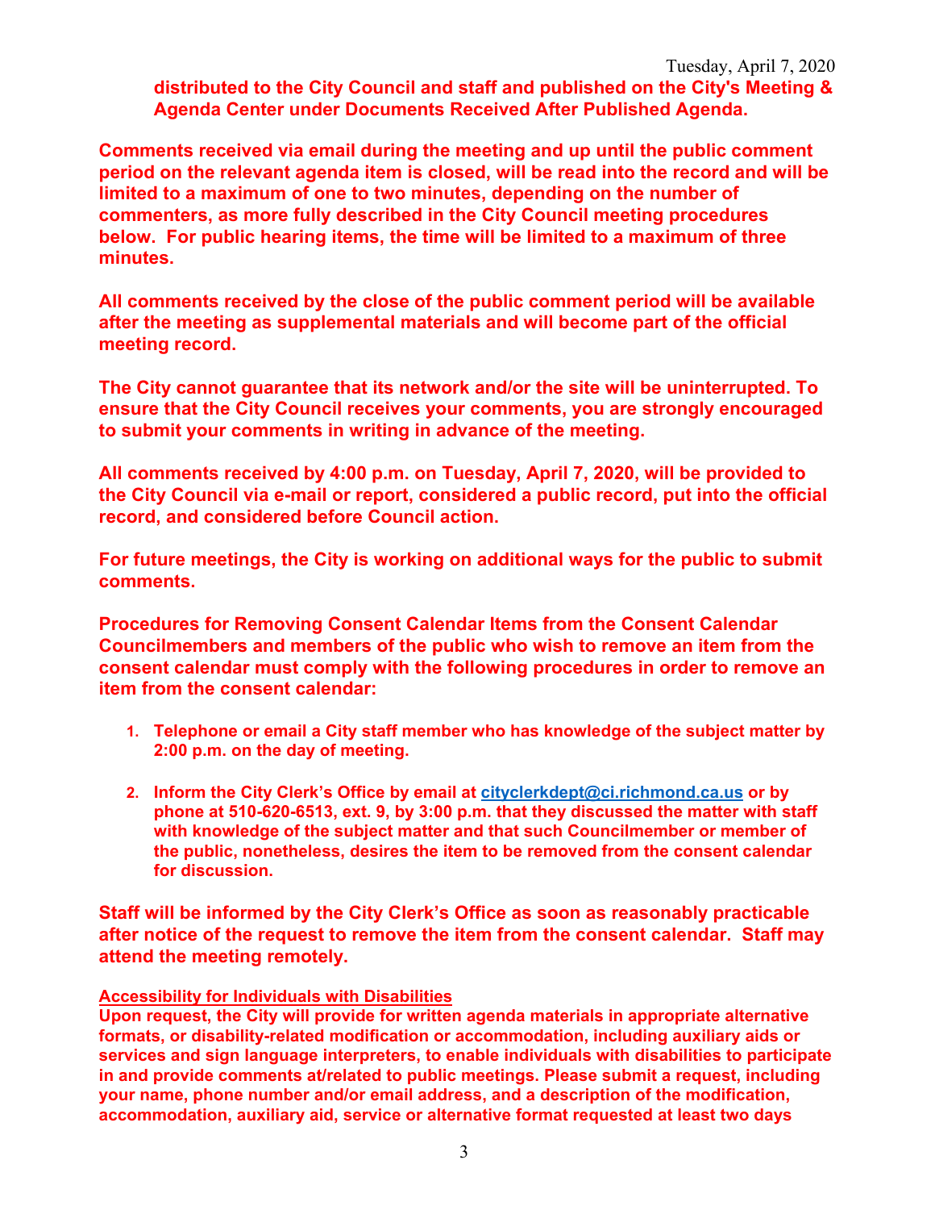**distributed to the City Council and staff and published on the City's Meeting & Agenda Center under Documents Received After Published Agenda.**

**Comments received via email during the meeting and up until the public comment period on the relevant agenda item is closed, will be read into the record and will be limited to a maximum of one to two minutes, depending on the number of commenters, as more fully described in the City Council meeting procedures below. For public hearing items, the time will be limited to a maximum of three minutes.**

**All comments received by the close of the public comment period will be available after the meeting as supplemental materials and will become part of the official meeting record.**

**The City cannot guarantee that its network and/or the site will be uninterrupted. To ensure that the City Council receives your comments, you are strongly encouraged to submit your comments in writing in advance of the meeting.**

**All comments received by 4:00 p.m. on Tuesday, April 7, 2020, will be provided to the City Council via e-mail or report, considered a public record, put into the official record, and considered before Council action.**

**For future meetings, the City is working on additional ways for the public to submit comments.**

**Procedures for Removing Consent Calendar Items from the Consent Calendar Councilmembers and members of the public who wish to remove an item from the consent calendar must comply with the following procedures in order to remove an item from the consent calendar:**

1. **Telephone or email a City staff member who has knowledge of the subject matter by 2:00 p.m. on the day of meeting.**

2. **Inform the City Clerk's Office by email at cityclerkdept@ci.richmond.ca.us or by phone at 510-620-6513, ext. 9, by 3:00 p.m. that they discussed the matter with staff with knowledge of the subject matter and that such Councilmember or member of the public, nonetheless, desires the item to be removed from the consent calendar for discussion.**

**Staff will be informed by the City Clerk's Office as soon as reasonably practicable after notice of the request to remove the item from the consent calendar. Staff may attend the meeting remotely.**

**Accessibility for Individuals with Disabilities**
**Upon request, the City will provide for written agenda materials in appropriate alternative formats, or disability-related modification or accommodation, including auxiliary aids or services and sign language interpreters, to enable individuals with disabilities to participate in and provide comments at/related to public meetings. Please submit a request, including your name, phone number and/or email address, and a description of the modification, accommodation, auxiliary aid, service or alternative format requested at least two days**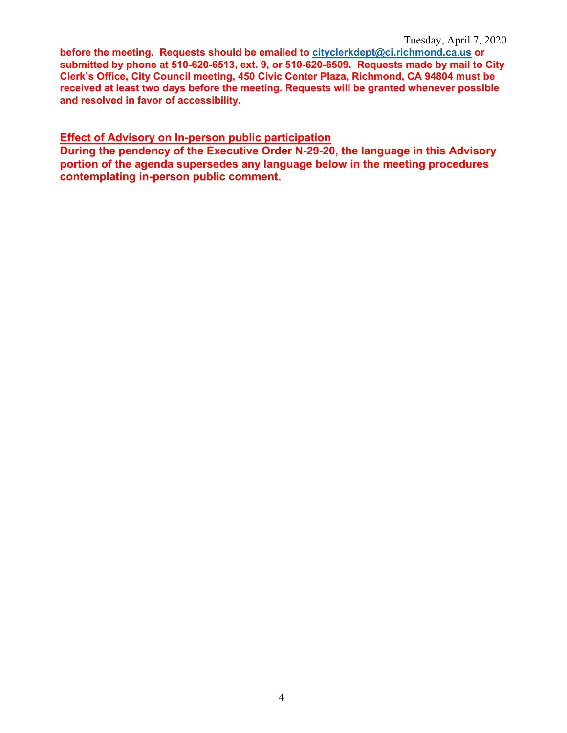**before the meeting. Requests should be emailed to [cityclerkdept@ci.richmond.ca.us](mailto:cityclerkdept@ci.richmond.ca.us) or submitted by phone at 510-620-6513, ext. 9, or 510-620-6509. Requests made by mail to City Clerk's Office, City Council meeting, 450 Civic Center Plaza, Richmond, CA 94804 must be received at least two days before the meeting. Requests will be granted whenever possible and resolved in favor of accessibility.**

**<u>Effect of Advisory on In-person public participation</u>**

**During the pendency of the Executive Order N-29-20, the language in this Advisory portion of the agenda supersedes any language below in the meeting procedures contemplating in-person public comment.**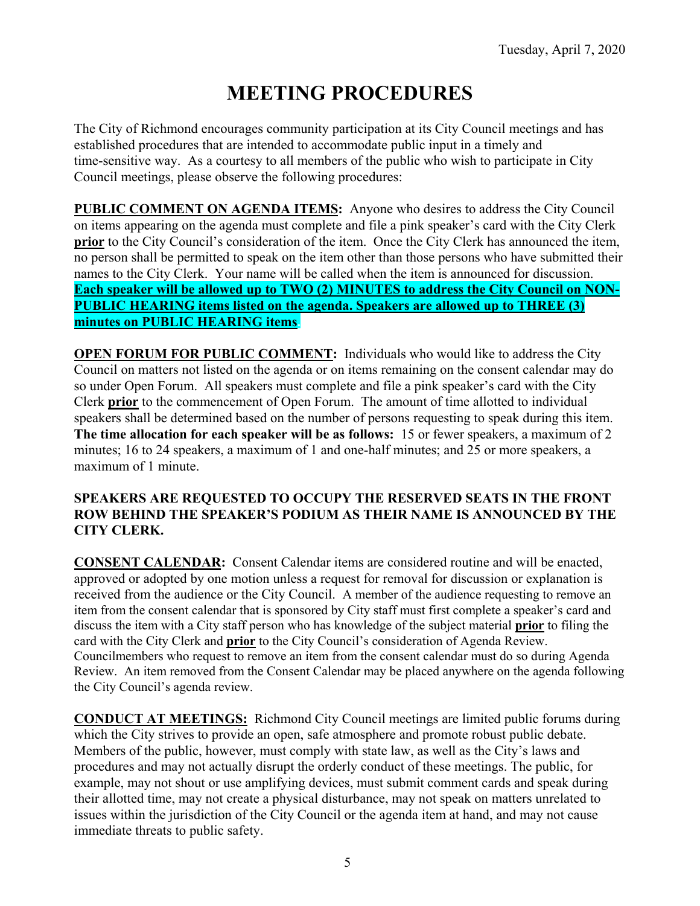Tuesday, April 7, 2020

# MEETING PROCEDURES

The City of Richmond encourages community participation at its City Council meetings and has established procedures that are intended to accommodate public input in a timely and time-sensitive way. As a courtesy to all members of the public who wish to participate in City Council meetings, please observe the following procedures:

**PUBLIC COMMENT ON AGENDA ITEMS:** Anyone who desires to address the City Council on items appearing on the agenda must complete and file a pink speaker's card with the City Clerk **prior** to the City Council's consideration of the item. Once the City Clerk has announced the item, no person shall be permitted to speak on the item other than those persons who have submitted their names to the City Clerk. Your name will be called when the item is announced for discussion. **Each speaker will be allowed up to TWO (2) MINUTES to address the City Council on NON-PUBLIC HEARING items listed on the agenda. Speakers are allowed up to THREE (3) minutes on PUBLIC HEARING items**.

**OPEN FORUM FOR PUBLIC COMMENT:** Individuals who would like to address the City Council on matters not listed on the agenda or on items remaining on the consent calendar may do so under Open Forum. All speakers must complete and file a pink speaker's card with the City Clerk **prior** to the commencement of Open Forum. The amount of time allotted to individual speakers shall be determined based on the number of persons requesting to speak during this item. **The time allocation for each speaker will be as follows:** 15 or fewer speakers, a maximum of 2 minutes; 16 to 24 speakers, a maximum of 1 and one-half minutes; and 25 or more speakers, a maximum of 1 minute.

**SPEAKERS ARE REQUESTED TO OCCUPY THE RESERVED SEATS IN THE FRONT ROW BEHIND THE SPEAKER'S PODIUM AS THEIR NAME IS ANNOUNCED BY THE CITY CLERK.**

**CONSENT CALENDAR:** Consent Calendar items are considered routine and will be enacted, approved or adopted by one motion unless a request for removal for discussion or explanation is received from the audience or the City Council. A member of the audience requesting to remove an item from the consent calendar that is sponsored by City staff must first complete a speaker's card and discuss the item with a City staff person who has knowledge of the subject material **prior** to filing the card with the City Clerk and **prior** to the City Council's consideration of Agenda Review. Councilmembers who request to remove an item from the consent calendar must do so during Agenda Review. An item removed from the Consent Calendar may be placed anywhere on the agenda following the City Council's agenda review.

**CONDUCT AT MEETINGS:** Richmond City Council meetings are limited public forums during which the City strives to provide an open, safe atmosphere and promote robust public debate. Members of the public, however, must comply with state law, as well as the City's laws and procedures and may not actually disrupt the orderly conduct of these meetings. The public, for example, may not shout or use amplifying devices, must submit comment cards and speak during their allotted time, may not create a physical disturbance, may not speak on matters unrelated to issues within the jurisdiction of the City Council or the agenda item at hand, and may not cause immediate threats to public safety.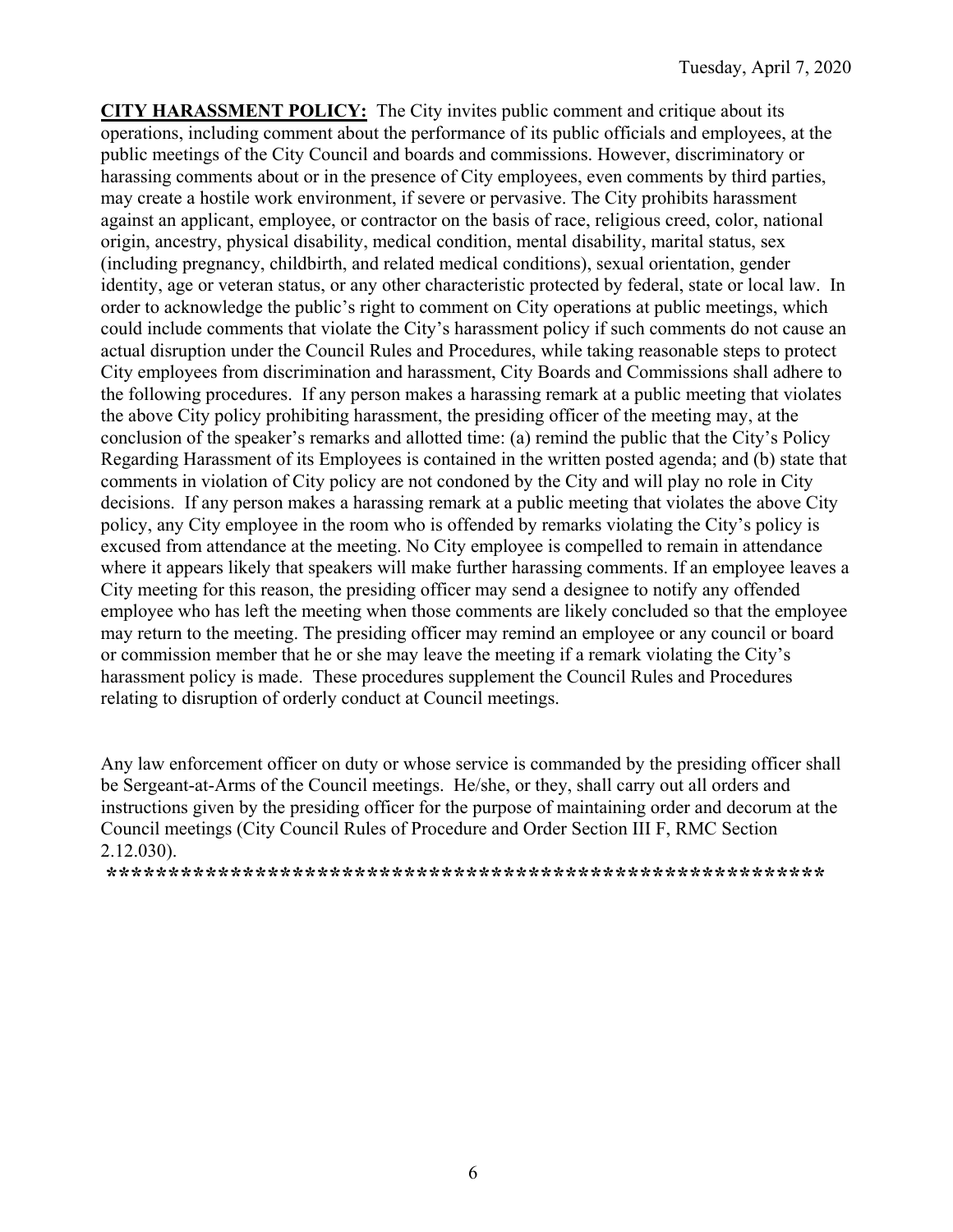**CITY HARASSMENT POLICY:** The City invites public comment and critique about its operations, including comment about the performance of its public officials and employees, at the public meetings of the City Council and boards and commissions. However, discriminatory or harassing comments about or in the presence of City employees, even comments by third parties, may create a hostile work environment, if severe or pervasive. The City prohibits harassment against an applicant, employee, or contractor on the basis of race, religious creed, color, national origin, ancestry, physical disability, medical condition, mental disability, marital status, sex (including pregnancy, childbirth, and related medical conditions), sexual orientation, gender identity, age or veteran status, or any other characteristic protected by federal, state or local law. In order to acknowledge the public's right to comment on City operations at public meetings, which could include comments that violate the City's harassment policy if such comments do not cause an actual disruption under the Council Rules and Procedures, while taking reasonable steps to protect City employees from discrimination and harassment, City Boards and Commissions shall adhere to the following procedures. If any person makes a harassing remark at a public meeting that violates the above City policy prohibiting harassment, the presiding officer of the meeting may, at the conclusion of the speaker's remarks and allotted time: (a) remind the public that the City's Policy Regarding Harassment of its Employees is contained in the written posted agenda; and (b) state that comments in violation of City policy are not condoned by the City and will play no role in City decisions. If any person makes a harassing remark at a public meeting that violates the above City policy, any City employee in the room who is offended by remarks violating the City's policy is excused from attendance at the meeting. No City employee is compelled to remain in attendance where it appears likely that speakers will make further harassing comments. If an employee leaves a City meeting for this reason, the presiding officer may send a designee to notify any offended employee who has left the meeting when those comments are likely concluded so that the employee may return to the meeting. The presiding officer may remind an employee or any council or board or commission member that he or she may leave the meeting if a remark violating the City's harassment policy is made. These procedures supplement the Council Rules and Procedures relating to disruption of orderly conduct at Council meetings.

Any law enforcement officer on duty or whose service is commanded by the presiding officer shall be Sergeant-at-Arms of the Council meetings. He/she, or they, shall carry out all orders and instructions given by the presiding officer for the purpose of maintaining order and decorum at the Council meetings (City Council Rules of Procedure and Order Section III F, RMC Section 2.12.030).

**************************************************************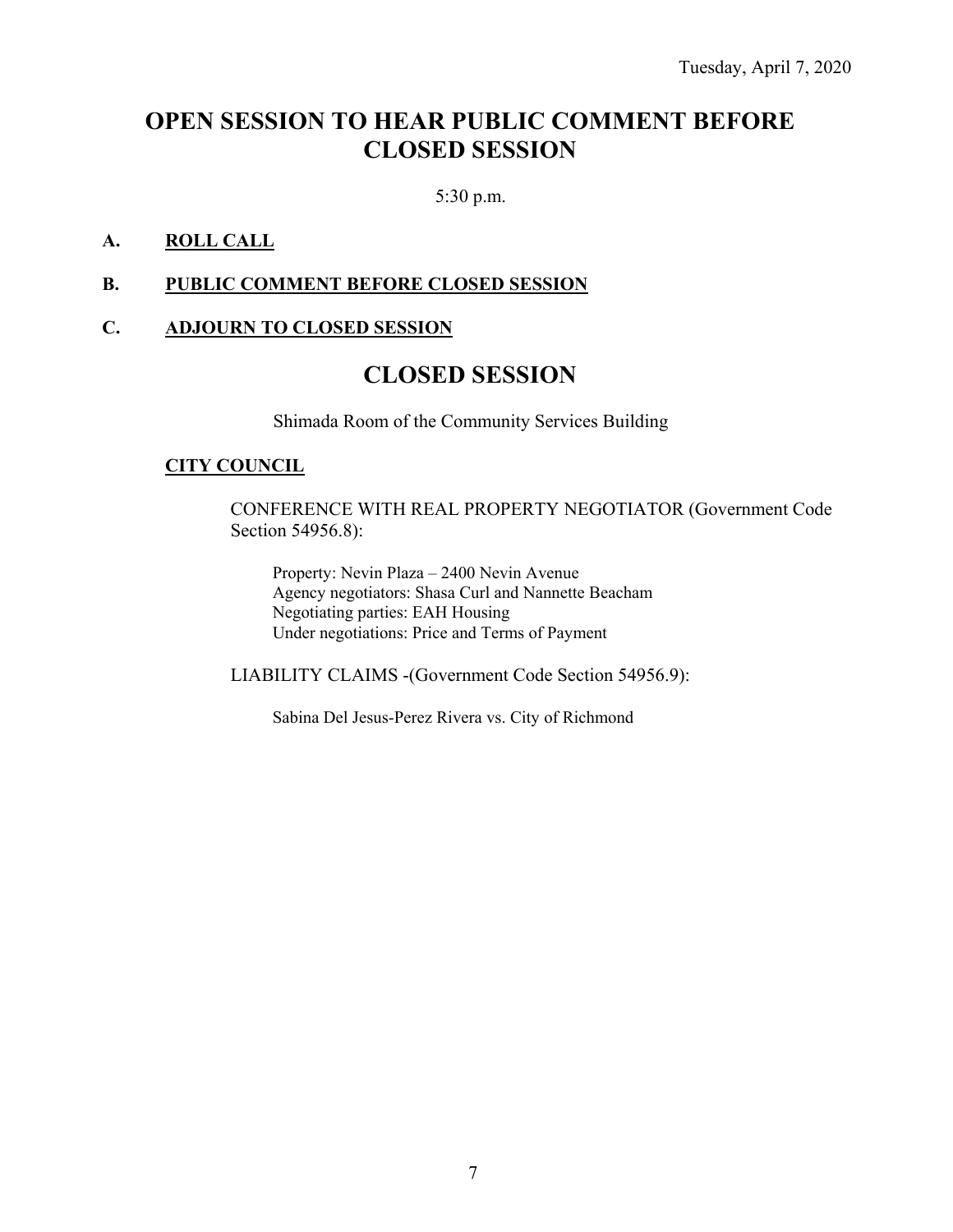Tuesday, April 7, 2020

# OPEN SESSION TO HEAR PUBLIC COMMENT BEFORE CLOSED SESSION

5:30 p.m.

**A. ROLL CALL**

**B. PUBLIC COMMENT BEFORE CLOSED SESSION**

**C. ADJOURN TO CLOSED SESSION**

# CLOSED SESSION

Shimada Room of the Community Services Building

**CITY COUNCIL**

CONFERENCE WITH REAL PROPERTY NEGOTIATOR (Government Code Section 54956.8):

Property: Nevin Plaza – 2400 Nevin Avenue
Agency negotiators: Shasa Curl and Nannette Beacham
Negotiating parties: EAH Housing
Under negotiations: Price and Terms of Payment

LIABILITY CLAIMS -(Government Code Section 54956.9):

Sabina Del Jesus-Perez Rivera vs. City of Richmond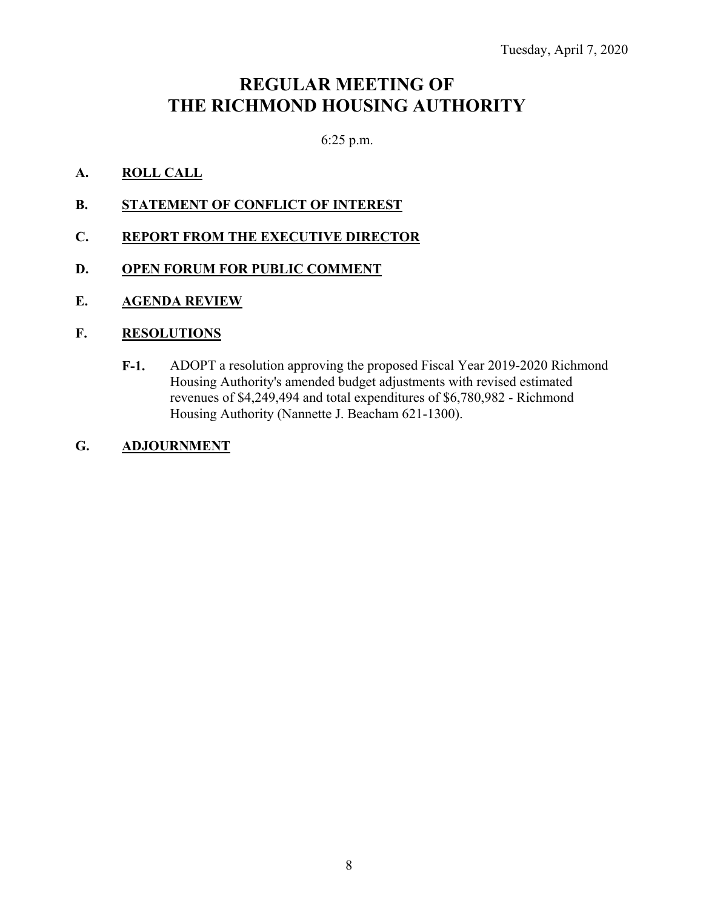Tuesday, April 7, 2020

# REGULAR MEETING OF THE RICHMOND HOUSING AUTHORITY

6:25 p.m.

**A. <u>ROLL CALL</u>**

**B. <u>STATEMENT OF CONFLICT OF INTEREST</u>**

**C. <u>REPORT FROM THE EXECUTIVE DIRECTOR</u>**

**D. <u>OPEN FORUM FOR PUBLIC COMMENT</u>**

**E. <u>AGENDA REVIEW</u>**

**F. <u>RESOLUTIONS</u>**

**F-1.** ADOPT a resolution approving the proposed Fiscal Year 2019-2020 Richmond Housing Authority's amended budget adjustments with revised estimated revenues of $4,249,494 and total expenditures of $6,780,982 - Richmond Housing Authority (Nannette J. Beacham 621-1300).

**G. <u>ADJOURNMENT</u>**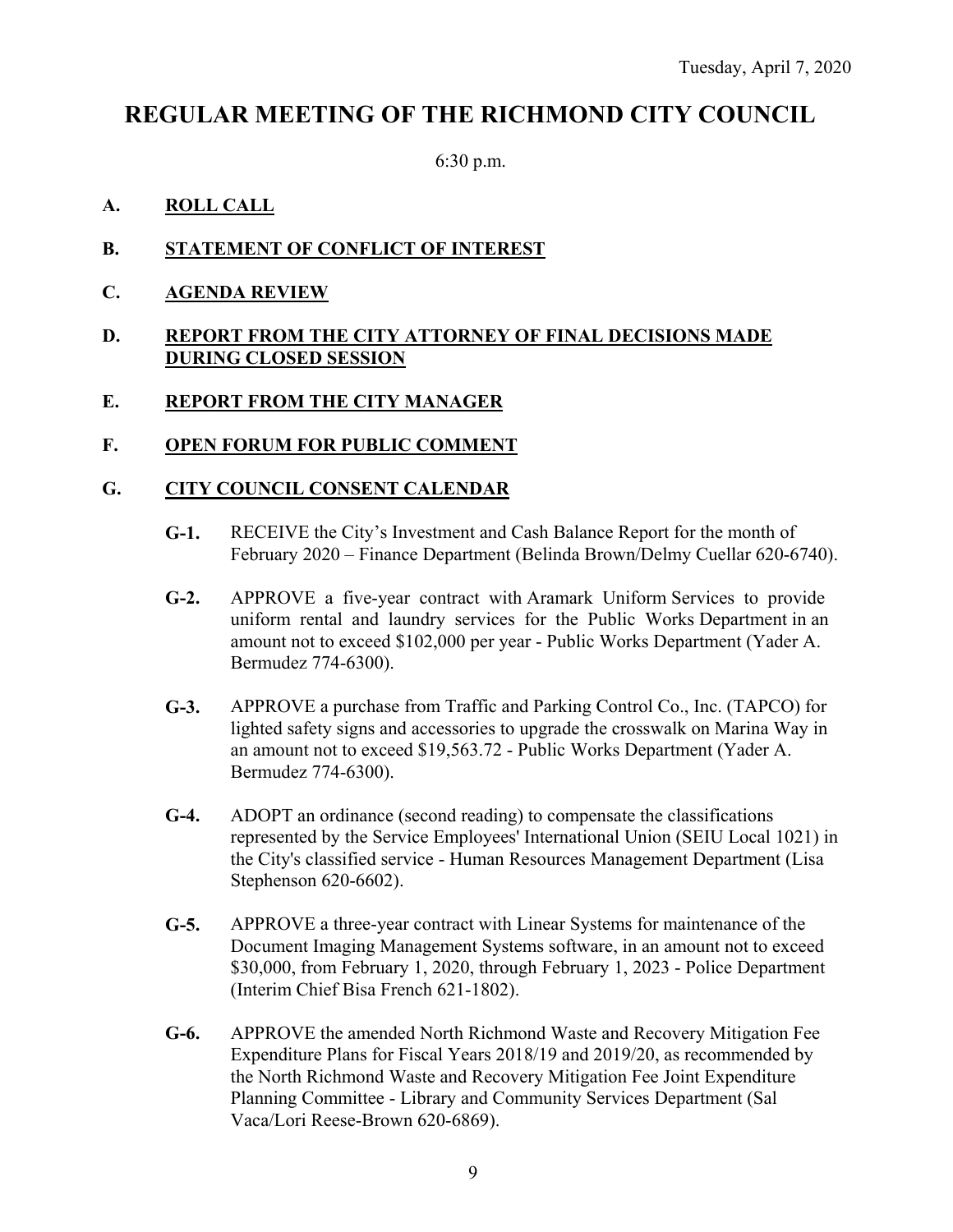Tuesday, April 7, 2020

# REGULAR MEETING OF THE RICHMOND CITY COUNCIL

6:30 p.m.

## A. ROLL CALL

## B. STATEMENT OF CONFLICT OF INTEREST

## C. AGENDA REVIEW

## D. REPORT FROM THE CITY ATTORNEY OF FINAL DECISIONS MADE DURING CLOSED SESSION

## E. REPORT FROM THE CITY MANAGER

## F. OPEN FORUM FOR PUBLIC COMMENT

## G. CITY COUNCIL CONSENT CALENDAR

**G-1.** RECEIVE the City's Investment and Cash Balance Report for the month of February 2020 – Finance Department (Belinda Brown/Delmy Cuellar 620-6740).

**G-2.** APPROVE a five-year contract with Aramark Uniform Services to provide uniform rental and laundry services for the Public Works Department in an amount not to exceed $102,000 per year - Public Works Department (Yader A. Bermudez 774-6300).

**G-3.** APPROVE a purchase from Traffic and Parking Control Co., Inc. (TAPCO) for lighted safety signs and accessories to upgrade the crosswalk on Marina Way in an amount not to exceed $19,563.72 - Public Works Department (Yader A. Bermudez 774-6300).

**G-4.** ADOPT an ordinance (second reading) to compensate the classifications represented by the Service Employees' International Union (SEIU Local 1021) in the City's classified service - Human Resources Management Department (Lisa Stephenson 620-6602).

**G-5.** APPROVE a three-year contract with Linear Systems for maintenance of the Document Imaging Management Systems software, in an amount not to exceed $30,000, from February 1, 2020, through February 1, 2023 - Police Department (Interim Chief Bisa French 621-1802).

**G-6.** APPROVE the amended North Richmond Waste and Recovery Mitigation Fee Expenditure Plans for Fiscal Years 2018/19 and 2019/20, as recommended by the North Richmond Waste and Recovery Mitigation Fee Joint Expenditure Planning Committee - Library and Community Services Department (Sal Vaca/Lori Reese-Brown 620-6869).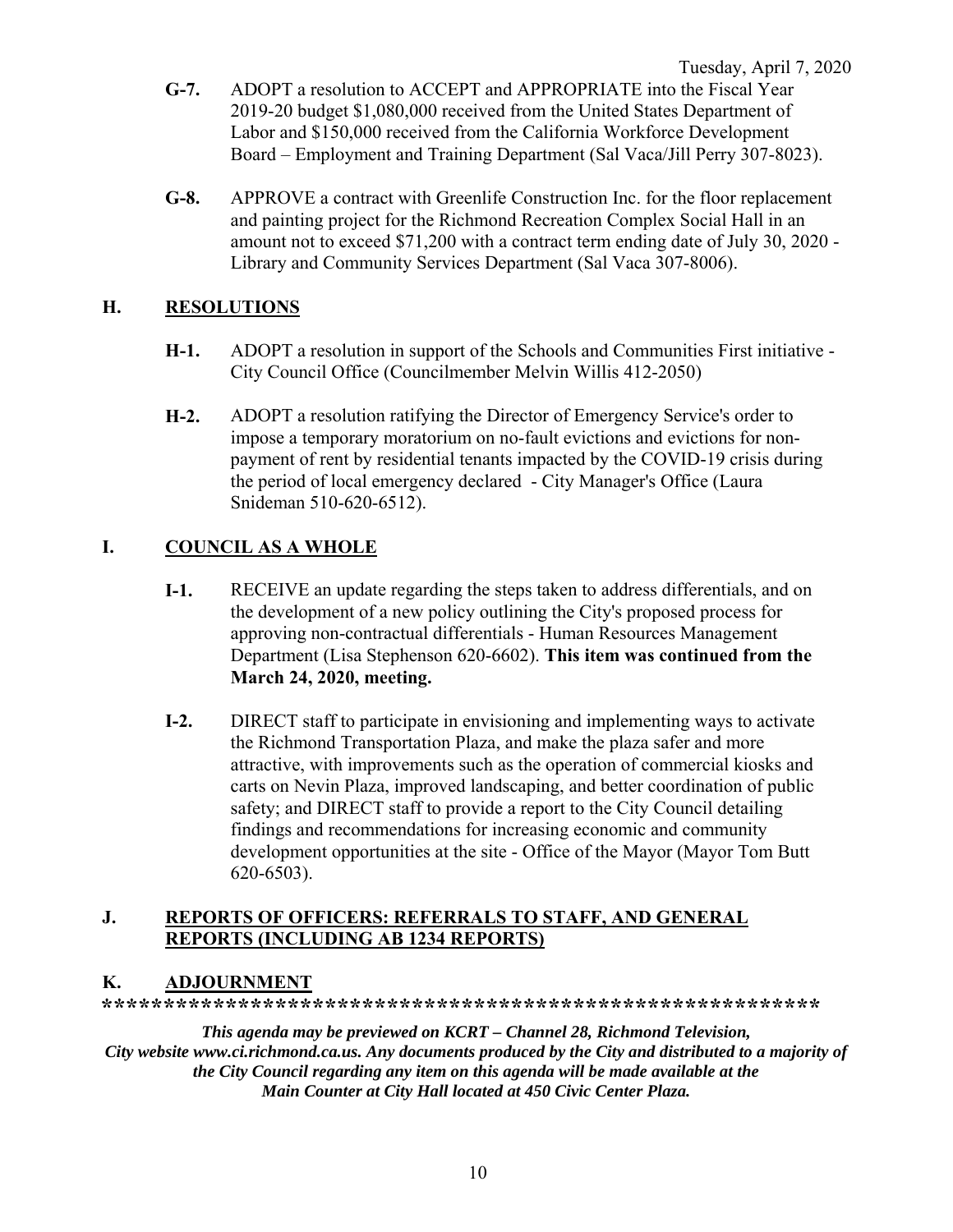**G-7.** ADOPT a resolution to ACCEPT and APPROPRIATE into the Fiscal Year 2019-20 budget $1,080,000 received from the United States Department of Labor and $150,000 received from the California Workforce Development Board – Employment and Training Department (Sal Vaca/Jill Perry 307-8023).

**G-8.** APPROVE a contract with Greenlife Construction Inc. for the floor replacement and painting project for the Richmond Recreation Complex Social Hall in an amount not to exceed $71,200 with a contract term ending date of July 30, 2020 - Library and Community Services Department (Sal Vaca 307-8006).

## H. RESOLUTIONS

**H-1.** ADOPT a resolution in support of the Schools and Communities First initiative - City Council Office (Councilmember Melvin Willis 412-2050)

**H-2.** ADOPT a resolution ratifying the Director of Emergency Service's order to impose a temporary moratorium on no-fault evictions and evictions for non-payment of rent by residential tenants impacted by the COVID-19 crisis during the period of local emergency declared - City Manager's Office (Laura Snideman 510-620-6512).

## I. COUNCIL AS A WHOLE

**I-1.** RECEIVE an update regarding the steps taken to address differentials, and on the development of a new policy outlining the City's proposed process for approving non-contractual differentials - Human Resources Management Department (Lisa Stephenson 620-6602). **This item was continued from the March 24, 2020, meeting.**

**I-2.** DIRECT staff to participate in envisioning and implementing ways to activate the Richmond Transportation Plaza, and make the plaza safer and more attractive, with improvements such as the operation of commercial kiosks and carts on Nevin Plaza, improved landscaping, and better coordination of public safety; and DIRECT staff to provide a report to the City Council detailing findings and recommendations for increasing economic and community development opportunities at the site - Office of the Mayor (Mayor Tom Butt 620-6503).

## J. REPORTS OF OFFICERS: REFERRALS TO STAFF, AND GENERAL REPORTS (INCLUDING AB 1234 REPORTS)

## K. ADJOURNMENT

**************************************************************

***This agenda may be previewed on KCRT – Channel 28, Richmond Television, City website www.ci.richmond.ca.us. Any documents produced by the City and distributed to a majority of the City Council regarding any item on this agenda will be made available at the Main Counter at City Hall located at 450 Civic Center Plaza.***